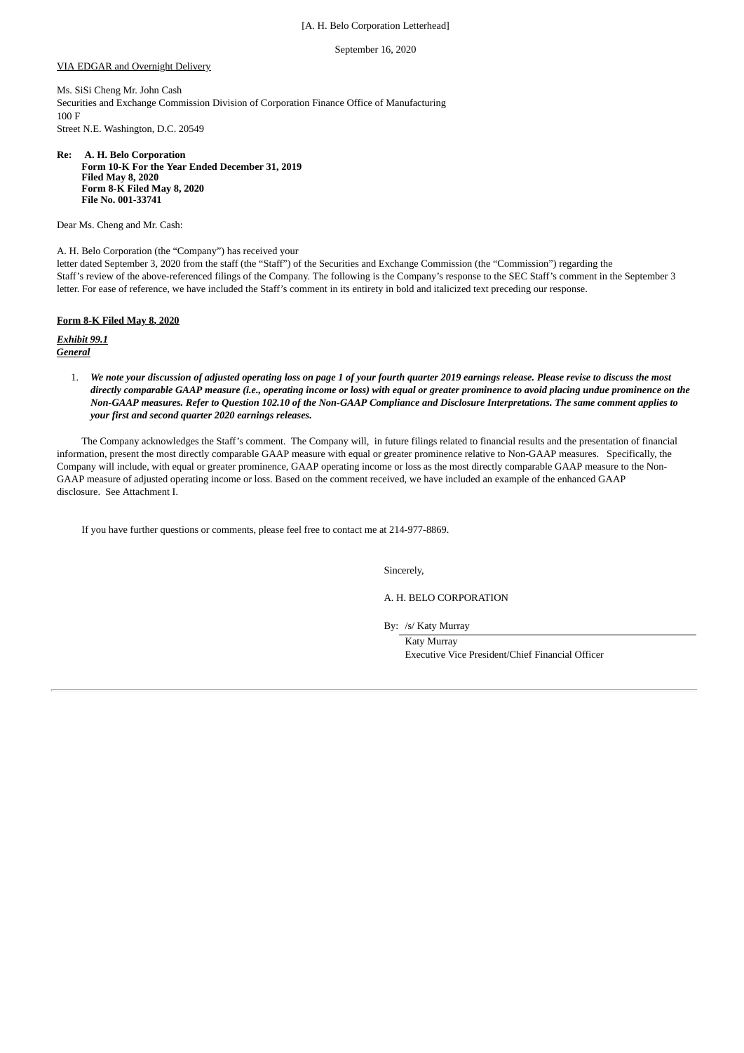[A. H. Belo Corporation Letterhead]

September 16, 2020

VIA EDGAR and Overnight Delivery

Ms. SiSi Cheng Mr. John Cash
Securities and Exchange Commission Division of Corporation Finance Office of Manufacturing
100 F
Street N.E. Washington, D.C. 20549

**Re: A. H. Belo Corporation**
**Form 10-K For the Year Ended December 31, 2019**
**Filed May 8, 2020**
**Form 8-K Filed May 8, 2020**
**File No. 001-33741**

Dear Ms. Cheng and Mr. Cash:

A. H. Belo Corporation (the "Company") has received your letter dated September 3, 2020 from the staff (the "Staff") of the Securities and Exchange Commission (the "Commission") regarding the Staff's review of the above-referenced filings of the Company. The following is the Company's response to the SEC Staff's comment in the September 3 letter. For ease of reference, we have included the Staff's comment in its entirety in bold and italicized text preceding our response.

**Form 8-K Filed May 8, 2020**

***Exhibit 99.1***
***General***

1. ***We note your discussion of adjusted operating loss on page 1 of your fourth quarter 2019 earnings release. Please revise to discuss the most directly comparable GAAP measure (i.e., operating income or loss) with equal or greater prominence to avoid placing undue prominence on the Non-GAAP measures. Refer to Question 102.10 of the Non-GAAP Compliance and Disclosure Interpretations. The same comment applies to your first and second quarter 2020 earnings releases.***

The Company acknowledges the Staff's comment. The Company will, in future filings related to financial results and the presentation of financial information, present the most directly comparable GAAP measure with equal or greater prominence relative to Non-GAAP measures. Specifically, the Company will include, with equal or greater prominence, GAAP operating income or loss as the most directly comparable GAAP measure to the Non-GAAP measure of adjusted operating income or loss. Based on the comment received, we have included an example of the enhanced GAAP disclosure. See Attachment I.

If you have further questions or comments, please feel free to contact me at 214-977-8869.

Sincerely,

A. H. BELO CORPORATION

By: /s/ Katy Murray
Katy Murray
Executive Vice President/Chief Financial Officer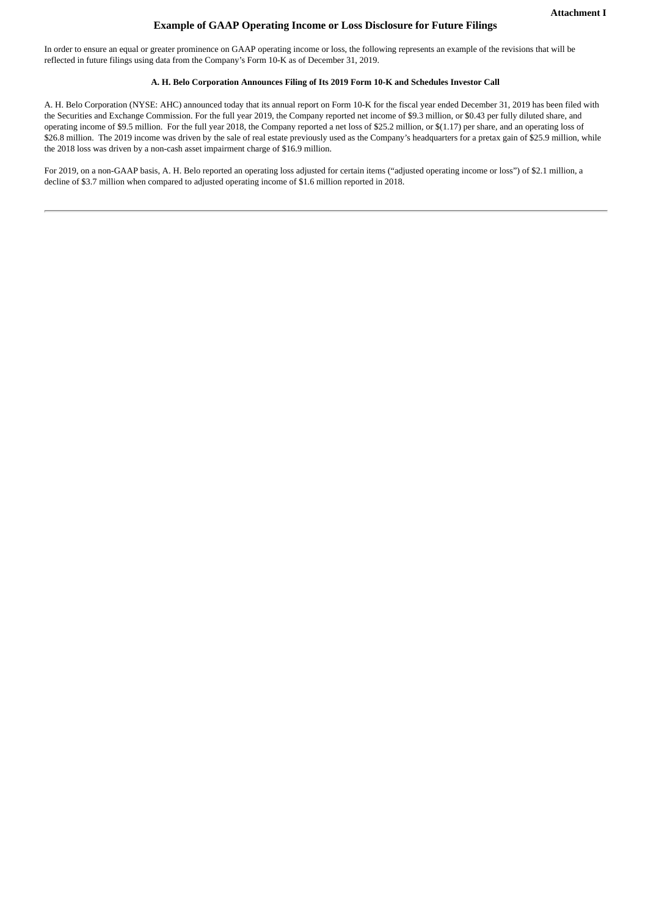**Attachment I**

## Example of GAAP Operating Income or Loss Disclosure for Future Filings

In order to ensure an equal or greater prominence on GAAP operating income or loss, the following represents an example of the revisions that will be reflected in future filings using data from the Company's Form 10-K as of December 31, 2019.

### A. H. Belo Corporation Announces Filing of Its 2019 Form 10-K and Schedules Investor Call

A. H. Belo Corporation (NYSE: AHC) announced today that its annual report on Form 10-K for the fiscal year ended December 31, 2019 has been filed with the Securities and Exchange Commission. For the full year 2019, the Company reported net income of $9.3 million, or $0.43 per fully diluted share, and operating income of $9.5 million. For the full year 2018, the Company reported a net loss of $25.2 million, or $(1.17) per share, and an operating loss of $26.8 million. The 2019 income was driven by the sale of real estate previously used as the Company's headquarters for a pretax gain of $25.9 million, while the 2018 loss was driven by a non-cash asset impairment charge of $16.9 million.

For 2019, on a non-GAAP basis, A. H. Belo reported an operating loss adjusted for certain items ("adjusted operating income or loss") of $2.1 million, a decline of $3.7 million when compared to adjusted operating income of $1.6 million reported in 2018.

---